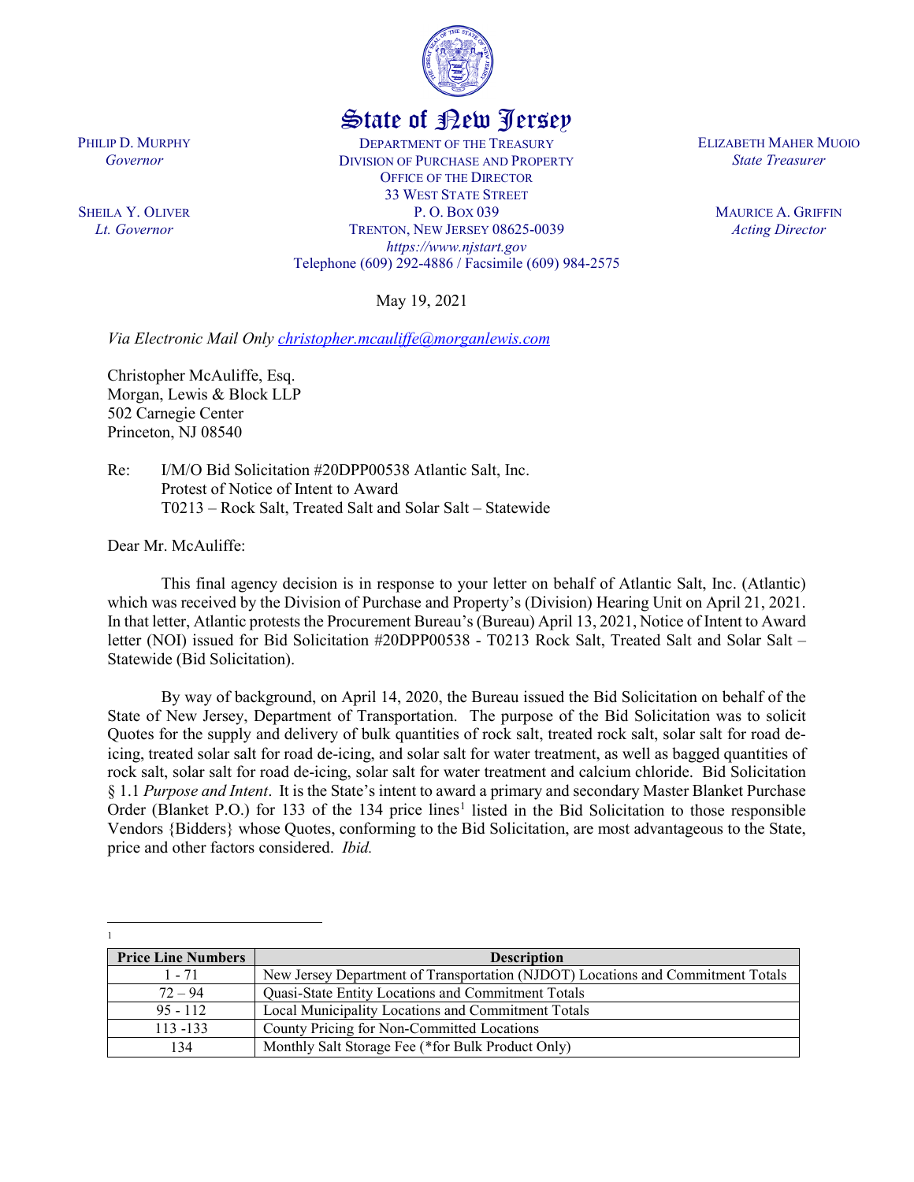# State of New Jersey

PHILIP D. MURPHY
*Governor*

SHEILA Y. OLIVER
*Lt. Governor*

DEPARTMENT OF THE TREASURY
DIVISION OF PURCHASE AND PROPERTY
OFFICE OF THE DIRECTOR
33 WEST STATE STREET
P. O. BOX 039
TRENTON, NEW JERSEY 08625-0039
*https://www.njstart.gov*
Telephone (609) 292-4886 / Facsimile (609) 984-2575

ELIZABETH MAHER MUOIO
*State Treasurer*

MAURICE A. GRIFFIN
*Acting Director*

May 19, 2021

*Via Electronic Mail Only* christopher.mcauliffe@morganlewis.com

Christopher McAuliffe, Esq.
Morgan, Lewis & Block LLP
502 Carnegie Center
Princeton, NJ 08540

Re: I/M/O Bid Solicitation #20DPP00538 Atlantic Salt, Inc.
Protest of Notice of Intent to Award
T0213 – Rock Salt, Treated Salt and Solar Salt – Statewide

Dear Mr. McAuliffe:

This final agency decision is in response to your letter on behalf of Atlantic Salt, Inc. (Atlantic) which was received by the Division of Purchase and Property's (Division) Hearing Unit on April 21, 2021. In that letter, Atlantic protests the Procurement Bureau's (Bureau) April 13, 2021, Notice of Intent to Award letter (NOI) issued for Bid Solicitation #20DPP00538 - T0213 Rock Salt, Treated Salt and Solar Salt – Statewide (Bid Solicitation).

By way of background, on April 14, 2020, the Bureau issued the Bid Solicitation on behalf of the State of New Jersey, Department of Transportation. The purpose of the Bid Solicitation was to solicit Quotes for the supply and delivery of bulk quantities of rock salt, treated rock salt, solar salt for road de-icing, treated solar salt for road de-icing, and solar salt for water treatment, as well as bagged quantities of rock salt, solar salt for road de-icing, solar salt for water treatment and calcium chloride. Bid Solicitation § 1.1 *Purpose and Intent*. It is the State's intent to award a primary and secondary Master Blanket Purchase Order (Blanket P.O.) for 133 of the 134 price lines[1] listed in the Bid Solicitation to those responsible Vendors {Bidders} whose Quotes, conforming to the Bid Solicitation, are most advantageous to the State, price and other factors considered. *Ibid.*

---

[1]

| Price Line Numbers | Description |
|---|---|
| 1 - 71 | New Jersey Department of Transportation (NJDOT) Locations and Commitment Totals |
| 72 – 94 | Quasi-State Entity Locations and Commitment Totals |
| 95 - 112 | Local Municipality Locations and Commitment Totals |
| 113 -133 | County Pricing for Non-Committed Locations |
| 134 | Monthly Salt Storage Fee (*for Bulk Product Only) |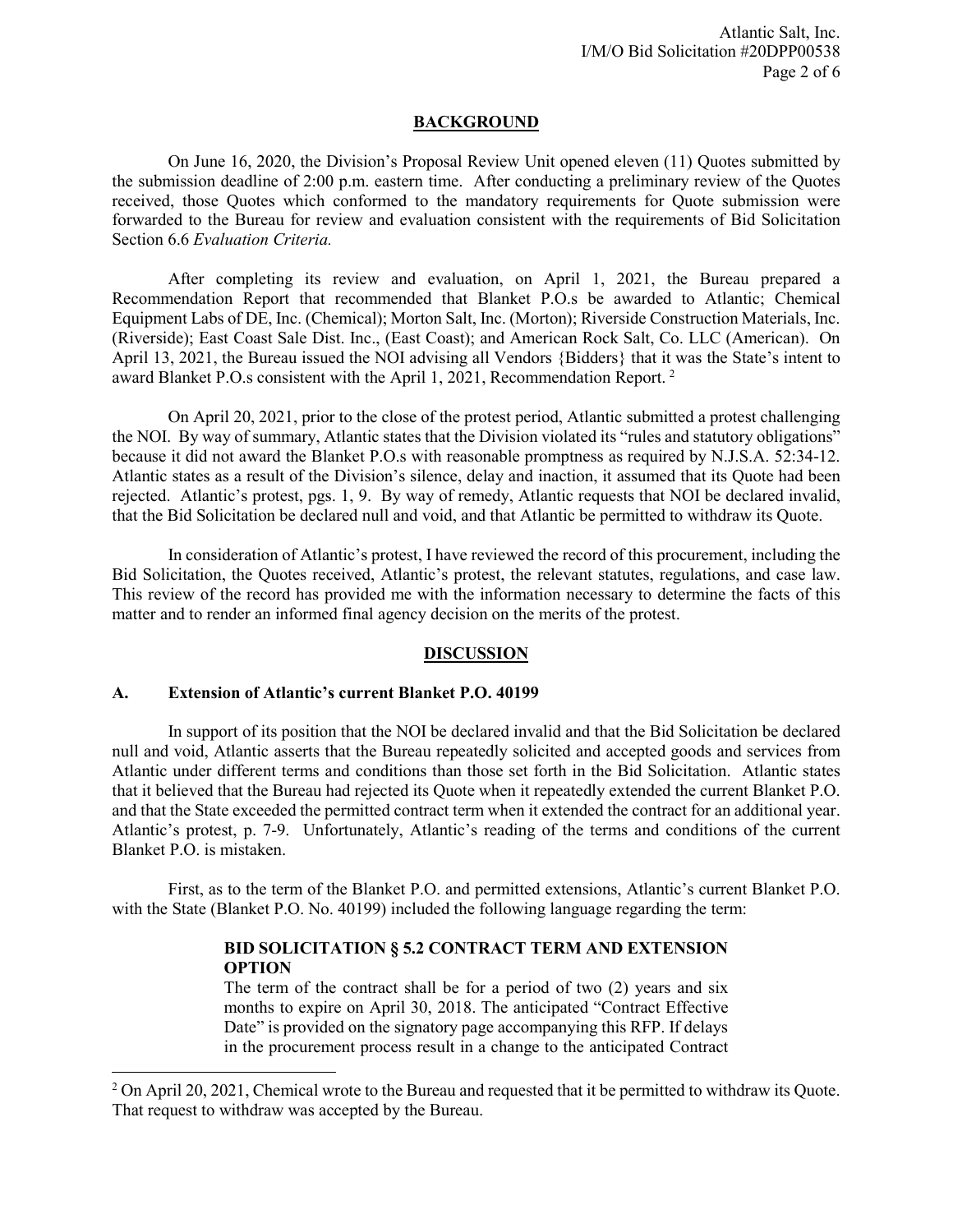## BACKGROUND

On June 16, 2020, the Division's Proposal Review Unit opened eleven (11) Quotes submitted by the submission deadline of 2:00 p.m. eastern time. After conducting a preliminary review of the Quotes received, those Quotes which conformed to the mandatory requirements for Quote submission were forwarded to the Bureau for review and evaluation consistent with the requirements of Bid Solicitation Section 6.6 *Evaluation Criteria.*

After completing its review and evaluation, on April 1, 2021, the Bureau prepared a Recommendation Report that recommended that Blanket P.O.s be awarded to Atlantic; Chemical Equipment Labs of DE, Inc. (Chemical); Morton Salt, Inc. (Morton); Riverside Construction Materials, Inc. (Riverside); East Coast Sale Dist. Inc., (East Coast); and American Rock Salt, Co. LLC (American). On April 13, 2021, the Bureau issued the NOI advising all Vendors {Bidders} that it was the State's intent to award Blanket P.O.s consistent with the April 1, 2021, Recommendation Report. [2]

On April 20, 2021, prior to the close of the protest period, Atlantic submitted a protest challenging the NOI. By way of summary, Atlantic states that the Division violated its "rules and statutory obligations" because it did not award the Blanket P.O.s with reasonable promptness as required by N.J.S.A. 52:34-12. Atlantic states as a result of the Division's silence, delay and inaction, it assumed that its Quote had been rejected. Atlantic's protest, pgs. 1, 9. By way of remedy, Atlantic requests that NOI be declared invalid, that the Bid Solicitation be declared null and void, and that Atlantic be permitted to withdraw its Quote.

In consideration of Atlantic's protest, I have reviewed the record of this procurement, including the Bid Solicitation, the Quotes received, Atlantic's protest, the relevant statutes, regulations, and case law. This review of the record has provided me with the information necessary to determine the facts of this matter and to render an informed final agency decision on the merits of the protest.

## DISCUSSION

### A. Extension of Atlantic's current Blanket P.O. 40199

In support of its position that the NOI be declared invalid and that the Bid Solicitation be declared null and void, Atlantic asserts that the Bureau repeatedly solicited and accepted goods and services from Atlantic under different terms and conditions than those set forth in the Bid Solicitation. Atlantic states that it believed that the Bureau had rejected its Quote when it repeatedly extended the current Blanket P.O. and that the State exceeded the permitted contract term when it extended the contract for an additional year. Atlantic's protest, p. 7-9. Unfortunately, Atlantic's reading of the terms and conditions of the current Blanket P.O. is mistaken.

First, as to the term of the Blanket P.O. and permitted extensions, Atlantic's current Blanket P.O. with the State (Blanket P.O. No. 40199) included the following language regarding the term:

> **BID SOLICITATION § 5.2 CONTRACT TERM AND EXTENSION OPTION**
> The term of the contract shall be for a period of two (2) years and six months to expire on April 30, 2018. The anticipated "Contract Effective Date" is provided on the signatory page accompanying this RFP. If delays in the procurement process result in a change to the anticipated Contract

[2] On April 20, 2021, Chemical wrote to the Bureau and requested that it be permitted to withdraw its Quote. That request to withdraw was accepted by the Bureau.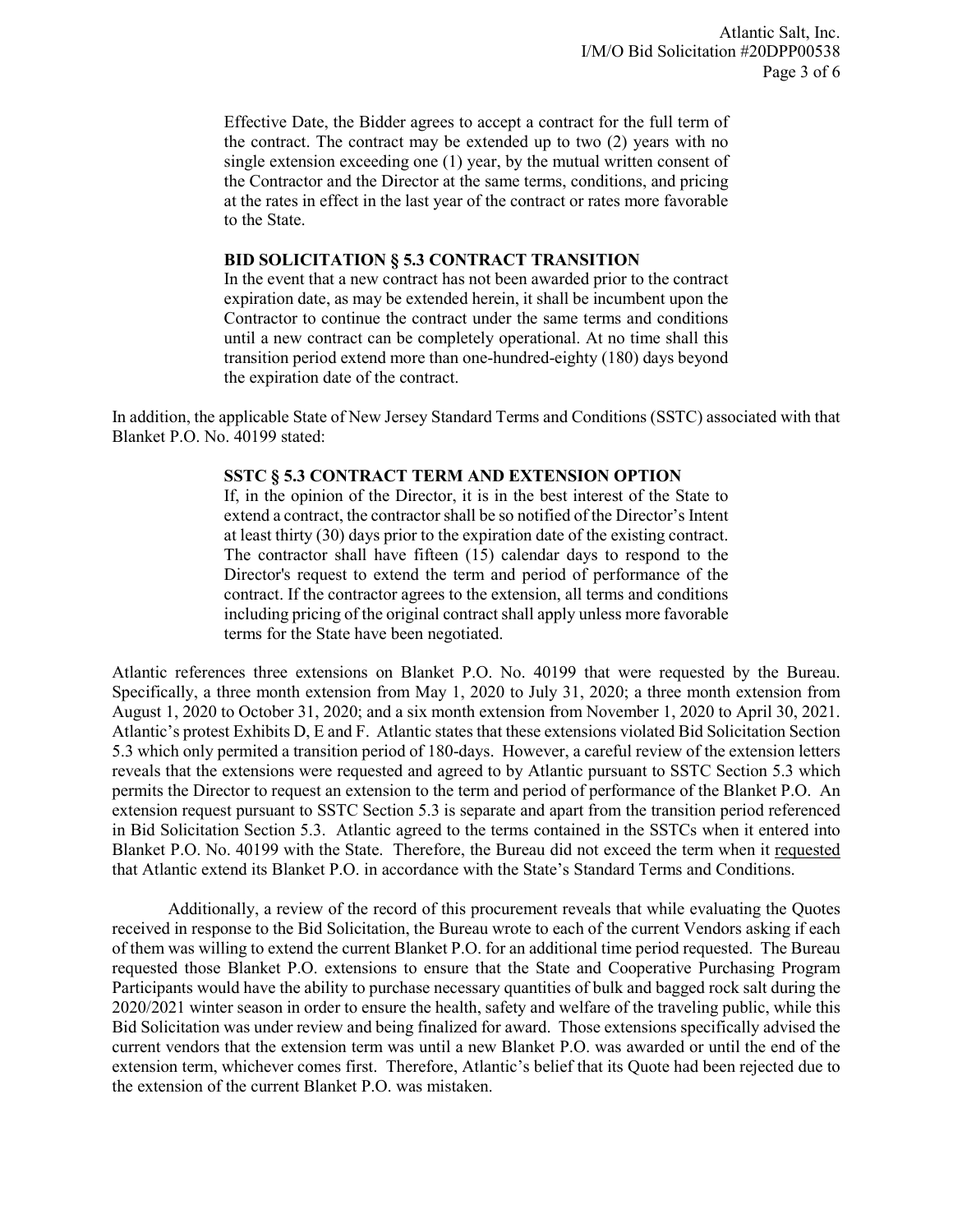Effective Date, the Bidder agrees to accept a contract for the full term of the contract. The contract may be extended up to two (2) years with no single extension exceeding one (1) year, by the mutual written consent of the Contractor and the Director at the same terms, conditions, and pricing at the rates in effect in the last year of the contract or rates more favorable to the State.

> **BID SOLICITATION § 5.3 CONTRACT TRANSITION**
> In the event that a new contract has not been awarded prior to the contract expiration date, as may be extended herein, it shall be incumbent upon the Contractor to continue the contract under the same terms and conditions until a new contract can be completely operational. At no time shall this transition period extend more than one-hundred-eighty (180) days beyond the expiration date of the contract.

In addition, the applicable State of New Jersey Standard Terms and Conditions (SSTC) associated with that Blanket P.O. No. 40199 stated:

> **SSTC § 5.3 CONTRACT TERM AND EXTENSION OPTION**
> If, in the opinion of the Director, it is in the best interest of the State to extend a contract, the contractor shall be so notified of the Director's Intent at least thirty (30) days prior to the expiration date of the existing contract. The contractor shall have fifteen (15) calendar days to respond to the Director's request to extend the term and period of performance of the contract. If the contractor agrees to the extension, all terms and conditions including pricing of the original contract shall apply unless more favorable terms for the State have been negotiated.

Atlantic references three extensions on Blanket P.O. No. 40199 that were requested by the Bureau. Specifically, a three month extension from May 1, 2020 to July 31, 2020; a three month extension from August 1, 2020 to October 31, 2020; and a six month extension from November 1, 2020 to April 30, 2021. Atlantic's protest Exhibits D, E and F. Atlantic states that these extensions violated Bid Solicitation Section 5.3 which only permited a transition period of 180-days. However, a careful review of the extension letters reveals that the extensions were requested and agreed to by Atlantic pursuant to SSTC Section 5.3 which permits the Director to request an extension to the term and period of performance of the Blanket P.O. An extension request pursuant to SSTC Section 5.3 is separate and apart from the transition period referenced in Bid Solicitation Section 5.3. Atlantic agreed to the terms contained in the SSTCs when it entered into Blanket P.O. No. 40199 with the State. Therefore, the Bureau did not exceed the term when it requested that Atlantic extend its Blanket P.O. in accordance with the State's Standard Terms and Conditions.

Additionally, a review of the record of this procurement reveals that while evaluating the Quotes received in response to the Bid Solicitation, the Bureau wrote to each of the current Vendors asking if each of them was willing to extend the current Blanket P.O. for an additional time period requested. The Bureau requested those Blanket P.O. extensions to ensure that the State and Cooperative Purchasing Program Participants would have the ability to purchase necessary quantities of bulk and bagged rock salt during the 2020/2021 winter season in order to ensure the health, safety and welfare of the traveling public, while this Bid Solicitation was under review and being finalized for award. Those extensions specifically advised the current vendors that the extension term was until a new Blanket P.O. was awarded or until the end of the extension term, whichever comes first. Therefore, Atlantic's belief that its Quote had been rejected due to the extension of the current Blanket P.O. was mistaken.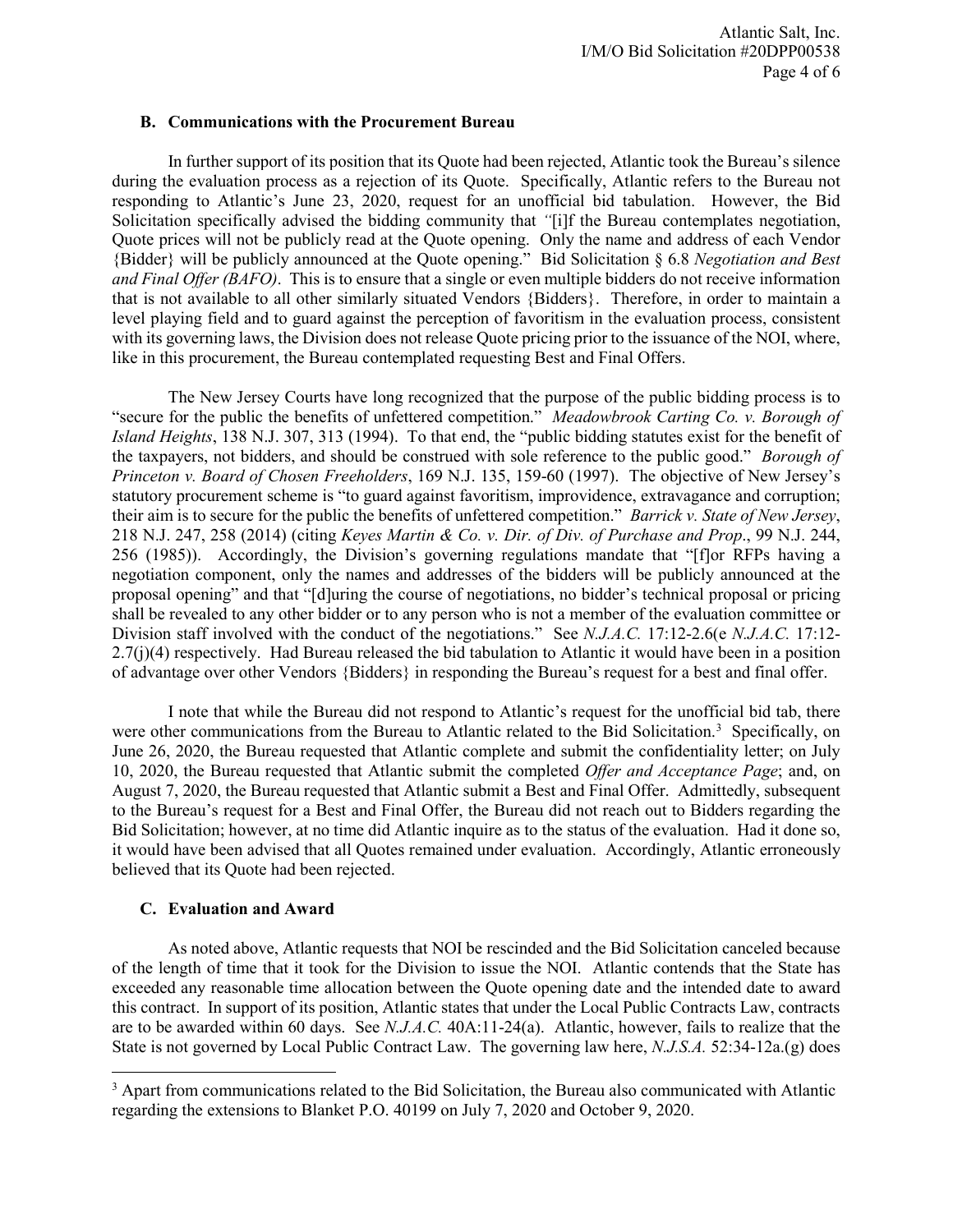### B. Communications with the Procurement Bureau

In further support of its position that its Quote had been rejected, Atlantic took the Bureau's silence during the evaluation process as a rejection of its Quote. Specifically, Atlantic refers to the Bureau not responding to Atlantic's June 23, 2020, request for an unofficial bid tabulation. However, the Bid Solicitation specifically advised the bidding community that *"*[i]f the Bureau contemplates negotiation, Quote prices will not be publicly read at the Quote opening. Only the name and address of each Vendor {Bidder} will be publicly announced at the Quote opening." Bid Solicitation § 6.8 *Negotiation and Best and Final Offer (BAFO)*. This is to ensure that a single or even multiple bidders do not receive information that is not available to all other similarly situated Vendors {Bidders}. Therefore, in order to maintain a level playing field and to guard against the perception of favoritism in the evaluation process, consistent with its governing laws, the Division does not release Quote pricing prior to the issuance of the NOI, where, like in this procurement, the Bureau contemplated requesting Best and Final Offers.

The New Jersey Courts have long recognized that the purpose of the public bidding process is to "secure for the public the benefits of unfettered competition." *Meadowbrook Carting Co. v. Borough of Island Heights*, 138 N.J. 307, 313 (1994). To that end, the "public bidding statutes exist for the benefit of the taxpayers, not bidders, and should be construed with sole reference to the public good." *Borough of Princeton v. Board of Chosen Freeholders*, 169 N.J. 135, 159-60 (1997). The objective of New Jersey's statutory procurement scheme is "to guard against favoritism, improvidence, extravagance and corruption; their aim is to secure for the public the benefits of unfettered competition." *Barrick v. State of New Jersey*, 218 N.J. 247, 258 (2014) (citing *Keyes Martin & Co. v. Dir. of Div. of Purchase and Prop*., 99 N.J. 244, 256 (1985)). Accordingly, the Division's governing regulations mandate that "[f]or RFPs having a negotiation component, only the names and addresses of the bidders will be publicly announced at the proposal opening" and that "[d]uring the course of negotiations, no bidder's technical proposal or pricing shall be revealed to any other bidder or to any person who is not a member of the evaluation committee or Division staff involved with the conduct of the negotiations." See *N.J.A.C.* 17:12-2.6(e *N.J.A.C.* 17:12-2.7(j)(4) respectively. Had Bureau released the bid tabulation to Atlantic it would have been in a position of advantage over other Vendors {Bidders} in responding the Bureau's request for a best and final offer.

I note that while the Bureau did not respond to Atlantic's request for the unofficial bid tab, there were other communications from the Bureau to Atlantic related to the Bid Solicitation.[3] Specifically, on June 26, 2020, the Bureau requested that Atlantic complete and submit the confidentiality letter; on July 10, 2020, the Bureau requested that Atlantic submit the completed *Offer and Acceptance Page*; and, on August 7, 2020, the Bureau requested that Atlantic submit a Best and Final Offer. Admittedly, subsequent to the Bureau's request for a Best and Final Offer, the Bureau did not reach out to Bidders regarding the Bid Solicitation; however, at no time did Atlantic inquire as to the status of the evaluation. Had it done so, it would have been advised that all Quotes remained under evaluation. Accordingly, Atlantic erroneously believed that its Quote had been rejected.

### C. Evaluation and Award

As noted above, Atlantic requests that NOI be rescinded and the Bid Solicitation canceled because of the length of time that it took for the Division to issue the NOI. Atlantic contends that the State has exceeded any reasonable time allocation between the Quote opening date and the intended date to award this contract. In support of its position, Atlantic states that under the Local Public Contracts Law, contracts are to be awarded within 60 days. See *N.J.A.C.* 40A:11-24(a). Atlantic, however, fails to realize that the State is not governed by Local Public Contract Law. The governing law here, *N.J.S.A.* 52:34-12a.(g) does

[3] Apart from communications related to the Bid Solicitation, the Bureau also communicated with Atlantic regarding the extensions to Blanket P.O. 40199 on July 7, 2020 and October 9, 2020.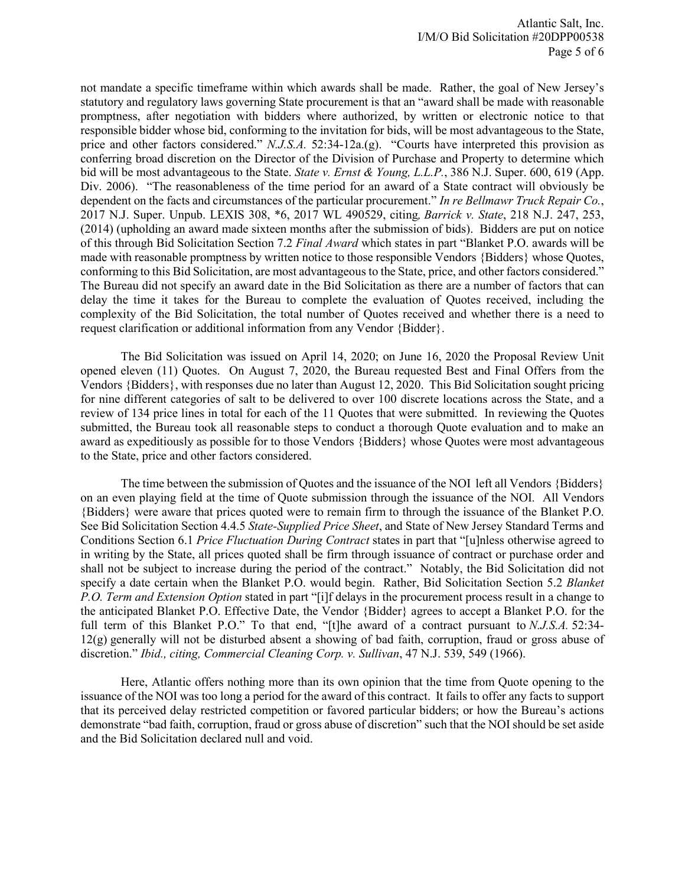not mandate a specific timeframe within which awards shall be made. Rather, the goal of New Jersey's statutory and regulatory laws governing State procurement is that an "award shall be made with reasonable promptness, after negotiation with bidders where authorized, by written or electronic notice to that responsible bidder whose bid, conforming to the invitation for bids, will be most advantageous to the State, price and other factors considered." *N.J.S.A.* 52:34-12a.(g). "Courts have interpreted this provision as conferring broad discretion on the Director of the Division of Purchase and Property to determine which bid will be most advantageous to the State. *State v. Ernst & Young, L.L.P.*, 386 N.J. Super. 600, 619 (App. Div. 2006). "The reasonableness of the time period for an award of a State contract will obviously be dependent on the facts and circumstances of the particular procurement." *In re Bellmawr Truck Repair Co.*, 2017 N.J. Super. Unpub. LEXIS 308, \*6, 2017 WL 490529, citing*, Barrick v. State*, 218 N.J. 247, 253, (2014) (upholding an award made sixteen months after the submission of bids). Bidders are put on notice of this through Bid Solicitation Section 7.2 *Final Award* which states in part "Blanket P.O. awards will be made with reasonable promptness by written notice to those responsible Vendors {Bidders} whose Quotes, conforming to this Bid Solicitation, are most advantageous to the State, price, and other factors considered." The Bureau did not specify an award date in the Bid Solicitation as there are a number of factors that can delay the time it takes for the Bureau to complete the evaluation of Quotes received, including the complexity of the Bid Solicitation, the total number of Quotes received and whether there is a need to request clarification or additional information from any Vendor {Bidder}.

The Bid Solicitation was issued on April 14, 2020; on June 16, 2020 the Proposal Review Unit opened eleven (11) Quotes. On August 7, 2020, the Bureau requested Best and Final Offers from the Vendors {Bidders}, with responses due no later than August 12, 2020. This Bid Solicitation sought pricing for nine different categories of salt to be delivered to over 100 discrete locations across the State, and a review of 134 price lines in total for each of the 11 Quotes that were submitted. In reviewing the Quotes submitted, the Bureau took all reasonable steps to conduct a thorough Quote evaluation and to make an award as expeditiously as possible for to those Vendors {Bidders} whose Quotes were most advantageous to the State, price and other factors considered.

The time between the submission of Quotes and the issuance of the NOI left all Vendors {Bidders} on an even playing field at the time of Quote submission through the issuance of the NOI. All Vendors {Bidders} were aware that prices quoted were to remain firm to through the issuance of the Blanket P.O. See Bid Solicitation Section 4.4.5 *State-Supplied Price Sheet*, and State of New Jersey Standard Terms and Conditions Section 6.1 *Price Fluctuation During Contract* states in part that "[u]nless otherwise agreed to in writing by the State, all prices quoted shall be firm through issuance of contract or purchase order and shall not be subject to increase during the period of the contract." Notably, the Bid Solicitation did not specify a date certain when the Blanket P.O. would begin. Rather, Bid Solicitation Section 5.2 *Blanket P.O. Term and Extension Option* stated in part "[i]f delays in the procurement process result in a change to the anticipated Blanket P.O. Effective Date, the Vendor {Bidder} agrees to accept a Blanket P.O. for the full term of this Blanket P.O." To that end, "[t]he award of a contract pursuant to *N.J.S.A.* 52:34-12(g) generally will not be disturbed absent a showing of bad faith, corruption, fraud or gross abuse of discretion." *Ibid., citing, Commercial Cleaning Corp. v. Sullivan*, 47 N.J. 539, 549 (1966).

Here, Atlantic offers nothing more than its own opinion that the time from Quote opening to the issuance of the NOI was too long a period for the award of this contract. It fails to offer any facts to support that its perceived delay restricted competition or favored particular bidders; or how the Bureau's actions demonstrate "bad faith, corruption, fraud or gross abuse of discretion" such that the NOI should be set aside and the Bid Solicitation declared null and void.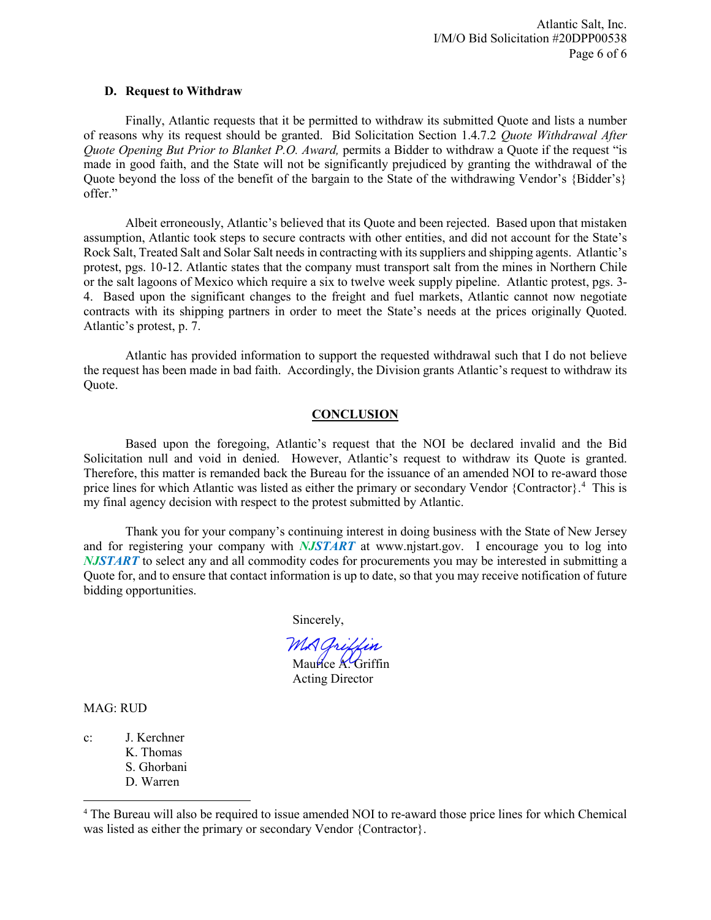### D. Request to Withdraw

Finally, Atlantic requests that it be permitted to withdraw its submitted Quote and lists a number of reasons why its request should be granted. Bid Solicitation Section 1.4.7.2 *Quote Withdrawal After Quote Opening But Prior to Blanket P.O. Award,* permits a Bidder to withdraw a Quote if the request "is made in good faith, and the State will not be significantly prejudiced by granting the withdrawal of the Quote beyond the loss of the benefit of the bargain to the State of the withdrawing Vendor's {Bidder's} offer."

Albeit erroneously, Atlantic's believed that its Quote and been rejected. Based upon that mistaken assumption, Atlantic took steps to secure contracts with other entities, and did not account for the State's Rock Salt, Treated Salt and Solar Salt needs in contracting with its suppliers and shipping agents. Atlantic's protest, pgs. 10-12. Atlantic states that the company must transport salt from the mines in Northern Chile or the salt lagoons of Mexico which require a six to twelve week supply pipeline. Atlantic protest, pgs. 3-4. Based upon the significant changes to the freight and fuel markets, Atlantic cannot now negotiate contracts with its shipping partners in order to meet the State's needs at the prices originally Quoted. Atlantic's protest, p. 7.

Atlantic has provided information to support the requested withdrawal such that I do not believe the request has been made in bad faith. Accordingly, the Division grants Atlantic's request to withdraw its Quote.

## CONCLUSION

Based upon the foregoing, Atlantic's request that the NOI be declared invalid and the Bid Solicitation null and void in denied. However, Atlantic's request to withdraw its Quote is granted. Therefore, this matter is remanded back the Bureau for the issuance of an amended NOI to re-award those price lines for which Atlantic was listed as either the primary or secondary Vendor {Contractor}.[4] This is my final agency decision with respect to the protest submitted by Atlantic.

Thank you for your company's continuing interest in doing business with the State of New Jersey and for registering your company with ***NJSTART*** at www.njstart.gov. I encourage you to log into ***NJSTART*** to select any and all commodity codes for procurements you may be interested in submitting a Quote for, and to ensure that contact information is up to date, so that you may receive notification of future bidding opportunities.

Sincerely,

MA Griffin

Maurice A. Griffin
Acting Director

MAG: RUD

c: J. Kerchner
K. Thomas
S. Ghorbani
D. Warren

---

[4] The Bureau will also be required to issue amended NOI to re-award those price lines for which Chemical was listed as either the primary or secondary Vendor {Contractor}.